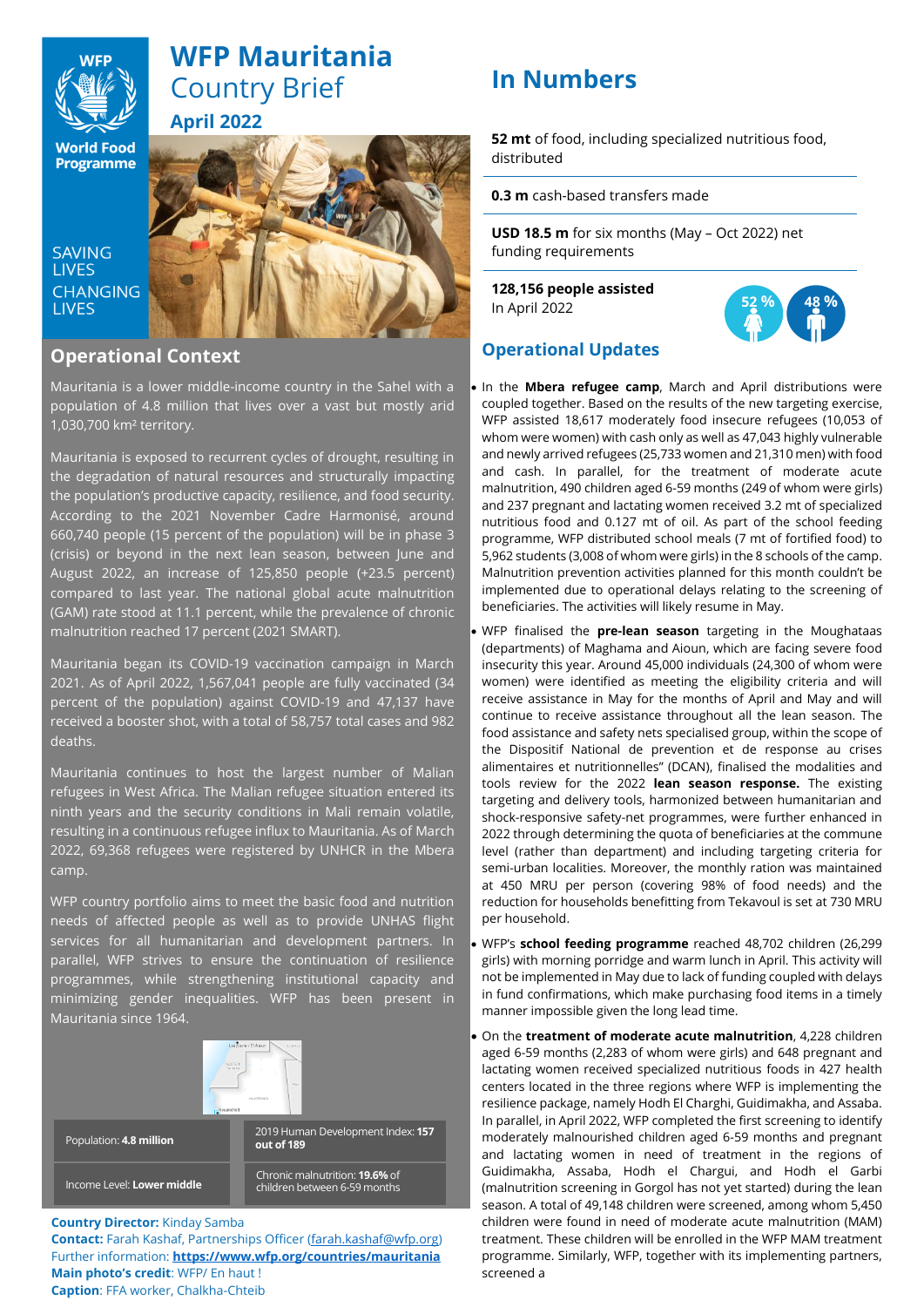# WFP Mauritania Country Brief

**April 2022**

SAVING LIVES CHANGING LIVES

## Operational Context

Mauritania is a lower middle-income country in the Sahel with a population of 4.8 million that lives over a vast but mostly arid 1,030,700 km² territory.

Mauritania is exposed to recurrent cycles of drought, resulting in the degradation of natural resources and structurally impacting the population's productive capacity, resilience, and food security. According to the 2021 November Cadre Harmonisé, around 660,740 people (15 percent of the population) will be in phase 3 (crisis) or beyond in the next lean season, between June and August 2022, an increase of 125,850 people (+23.5 percent) compared to last year. The national global acute malnutrition (GAM) rate stood at 11.1 percent, while the prevalence of chronic malnutrition reached 17 percent (2021 SMART).

Mauritania began its COVID-19 vaccination campaign in March 2021. As of April 2022, 1,567,041 people are fully vaccinated (34 percent of the population) against COVID-19 and 47,137 have received a booster shot, with a total of 58,757 total cases and 982 deaths.

Mauritania continues to host the largest number of Malian refugees in West Africa. The Malian refugee situation entered its ninth years and the security conditions in Mali remain volatile, resulting in a continuous refugee influx to Mauritania. As of March 2022, 69,368 refugees were registered by UNHCR in the Mbera camp.

WFP country portfolio aims to meet the basic food and nutrition needs of affected people as well as to provide UNHAS flight services for all humanitarian and development partners. In parallel, WFP strives to ensure the continuation of resilience programmes, while strengthening institutional capacity and minimizing gender inequalities. WFP has been present in Mauritania since 1964.

| | |
|---|---|
| Population: **4.8 million** | 2019 Human Development Index: **157 out of 189** |
| Income Level: **Lower middle** | Chronic malnutrition: **19.6%** of children between 6-59 months |

**Country Director:** Kinday Samba
**Contact:** Farah Kashaf, Partnerships Officer (farah.kashaf@wfp.org)
Further information: **https://www.wfp.org/countries/mauritania**
**Main photo's credit**: WFP/ En haut !
**Caption**: FFA worker, Chalkha-Chteib

## In Numbers

**52 mt** of food, including specialized nutritious food, distributed

**0.3 m** cash-based transfers made

**USD 18.5 m** for six months (May – Oct 2022) net funding requirements

**128,156 people assisted**
In April 2022

52 % | 48 %

## Operational Updates

- In the **Mbera refugee camp**, March and April distributions were coupled together. Based on the results of the new targeting exercise, WFP assisted 18,617 moderately food insecure refugees (10,053 of whom were women) with cash only as well as 47,043 highly vulnerable and newly arrived refugees (25,733 women and 21,310 men) with food and cash. In parallel, for the treatment of moderate acute malnutrition, 490 children aged 6-59 months (249 of whom were girls) and 237 pregnant and lactating women received 3.2 mt of specialized nutritious food and 0.127 mt of oil. As part of the school feeding programme, WFP distributed school meals (7 mt of fortified food) to 5,962 students (3,008 of whom were girls) in the 8 schools of the camp. Malnutrition prevention activities planned for this month couldn't be implemented due to operational delays relating to the screening of beneficiaries. The activities will likely resume in May.
- WFP finalised the **pre-lean season** targeting in the Moughataas (departments) of Maghama and Aioun, which are facing severe food insecurity this year. Around 45,000 individuals (24,300 of whom were women) were identified as meeting the eligibility criteria and will receive assistance in May for the months of April and May and will continue to receive assistance throughout all the lean season. The food assistance and safety nets specialised group, within the scope of the Dispositif National de prevention et de response au crises alimentaires et nutritionnelles" (DCAN), finalised the modalities and tools review for the 2022 **lean season response.** The existing targeting and delivery tools, harmonized between humanitarian and shock-responsive safety-net programmes, were further enhanced in 2022 through determining the quota of beneficiaries at the commune level (rather than department) and including targeting criteria for semi-urban localities. Moreover, the monthly ration was maintained at 450 MRU per person (covering 98% of food needs) and the reduction for households benefitting from Tekavoul is set at 730 MRU per household.
- WFP's **school feeding programme** reached 48,702 children (26,299 girls) with morning porridge and warm lunch in April. This activity will not be implemented in May due to lack of funding coupled with delays in fund confirmations, which make purchasing food items in a timely manner impossible given the long lead time.
- On the **treatment of moderate acute malnutrition**, 4,228 children aged 6-59 months (2,283 of whom were girls) and 648 pregnant and lactating women received specialized nutritious foods in 427 health centers located in the three regions where WFP is implementing the resilience package, namely Hodh El Charghi, Guidimakha, and Assaba. In parallel, in April 2022, WFP completed the first screening to identify moderately malnourished children aged 6-59 months and pregnant and lactating women in need of treatment in the regions of Guidimakha, Assaba, Hodh el Chargui, and Hodh el Garbi (malnutrition screening in Gorgol has not yet started) during the lean season. A total of 49,148 children were screened, among whom 5,450 children were found in need of moderate acute malnutrition (MAM) treatment. These children will be enrolled in the WFP MAM treatment programme. Similarly, WFP, together with its implementing partners, screened a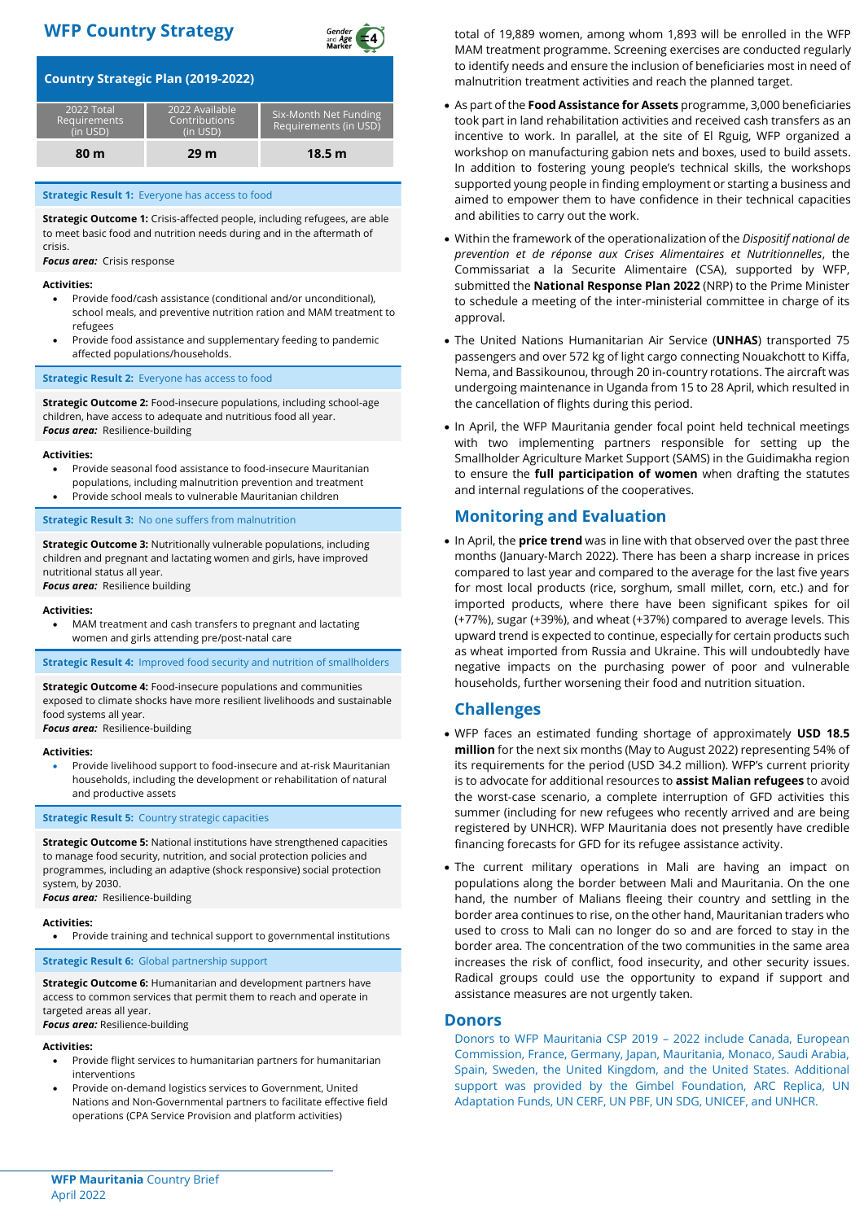# WFP Country Strategy

Gender and Age Marker 4

## Country Strategic Plan (2019-2022)

| 2022 Total Requirements (in USD) | 2022 Available Contributions (in USD) | Six-Month Net Funding Requirements (in USD) |
|---|---|---|
| 80 m | 29 m | 18.5 m |

**Strategic Result 1:** Everyone has access to food

**Strategic Outcome 1:** Crisis-affected people, including refugees, are able to meet basic food and nutrition needs during and in the aftermath of crisis.
***Focus area:*** Crisis response

**Activities:**
- Provide food/cash assistance (conditional and/or unconditional), school meals, and preventive nutrition ration and MAM treatment to refugees
- Provide food assistance and supplementary feeding to pandemic affected populations/households.

**Strategic Result 2:** Everyone has access to food

**Strategic Outcome 2:** Food-insecure populations, including school-age children, have access to adequate and nutritious food all year.
***Focus area:*** Resilience-building

**Activities:**
- Provide seasonal food assistance to food-insecure Mauritanian populations, including malnutrition prevention and treatment
- Provide school meals to vulnerable Mauritanian children

**Strategic Result 3:** No one suffers from malnutrition

**Strategic Outcome 3:** Nutritionally vulnerable populations, including children and pregnant and lactating women and girls, have improved nutritional status all year.
***Focus area:*** Resilience building

**Activities:**
- MAM treatment and cash transfers to pregnant and lactating women and girls attending pre/post-natal care

**Strategic Result 4:** Improved food security and nutrition of smallholders

**Strategic Outcome 4:** Food-insecure populations and communities exposed to climate shocks have more resilient livelihoods and sustainable food systems all year.
***Focus area:*** Resilience-building

**Activities:**
- Provide livelihood support to food-insecure and at-risk Mauritanian households, including the development or rehabilitation of natural and productive assets

**Strategic Result 5:** Country strategic capacities

**Strategic Outcome 5:** National institutions have strengthened capacities to manage food security, nutrition, and social protection policies and programmes, including an adaptive (shock responsive) social protection system, by 2030.
***Focus area:*** Resilience-building

**Activities:**
- Provide training and technical support to governmental institutions

**Strategic Result 6:** Global partnership support

**Strategic Outcome 6:** Humanitarian and development partners have access to common services that permit them to reach and operate in targeted areas all year.
***Focus area:*** Resilience-building

**Activities:**
- Provide flight services to humanitarian partners for humanitarian interventions
- Provide on-demand logistics services to Government, United Nations and Non-Governmental partners to facilitate effective field operations (CPA Service Provision and platform activities)

total of 19,889 women, among whom 1,893 will be enrolled in the WFP MAM treatment programme. Screening exercises are conducted regularly to identify needs and ensure the inclusion of beneficiaries most in need of malnutrition treatment activities and reach the planned target.

- As part of the **Food Assistance for Assets** programme, 3,000 beneficiaries took part in land rehabilitation activities and received cash transfers as an incentive to work. In parallel, at the site of El Rguig, WFP organized a workshop on manufacturing gabion nets and boxes, used to build assets. In addition to fostering young people's technical skills, the workshops supported young people in finding employment or starting a business and aimed to empower them to have confidence in their technical capacities and abilities to carry out the work.
- Within the framework of the operationalization of the *Dispositif national de prevention et de réponse aux Crises Alimentaires et Nutritionnelles*, the Commissariat a la Securite Alimentaire (CSA), supported by WFP, submitted the **National Response Plan 2022** (NRP) to the Prime Minister to schedule a meeting of the inter-ministerial committee in charge of its approval.
- The United Nations Humanitarian Air Service (**UNHAS**) transported 75 passengers and over 572 kg of light cargo connecting Nouakchott to Kiffa, Nema, and Bassikounou, through 20 in-country rotations. The aircraft was undergoing maintenance in Uganda from 15 to 28 April, which resulted in the cancellation of flights during this period.
- In April, the WFP Mauritania gender focal point held technical meetings with two implementing partners responsible for setting up the Smallholder Agriculture Market Support (SAMS) in the Guidimakha region to ensure the **full participation of women** when drafting the statutes and internal regulations of the cooperatives.

## Monitoring and Evaluation

- In April, the **price trend** was in line with that observed over the past three months (January-March 2022). There has been a sharp increase in prices compared to last year and compared to the average for the last five years for most local products (rice, sorghum, small millet, corn, etc.) and for imported products, where there have been significant spikes for oil (+77%), sugar (+39%), and wheat (+37%) compared to average prices. This upward trend is expected to continue, especially for certain products such as wheat imported from Russia and Ukraine. This will undoubtedly have negative impacts on the purchasing power of poor and vulnerable households, further worsening their food and nutrition situation.

## Challenges

- WFP faces an estimated funding shortage of approximately **USD 18.5 million** for the next six months (May to August 2022) representing 54% of its requirements for the period (USD 34.2 million). WFP's current priority is to advocate for additional resources to **assist Malian refugees** to avoid the worst-case scenario, a complete interruption of GFD activities this summer (including for new refugees who recently arrived and are being registered by UNHCR). WFP Mauritania does not presently have credible financing forecasts for GFD for its refugee assistance activity.
- The current military operations in Mali are having an impact on populations along the border between Mali and Mauritania. On the one hand, the number of Malians fleeing their country and settling in the border area continues to rise, on the other hand, Mauritanian traders who used to cross to Mali can no longer do so and are forced to stay in the border area. The concentration of the two communities in the same area increases the risk of conflict, food insecurity, and other security issues. Radical groups could use the opportunity to expand if support and assistance measures are not urgently taken.

## Donors

Donors to WFP Mauritania CSP 2019 – 2022 include Canada, European Commission, France, Germany, Japan, Mauritania, Monaco, Saudi Arabia, Spain, Sweden, the United Kingdom, and the United States. Additional support was provided by the Gimbel Foundation, ARC Replica, UN Adaptation Funds, UN CERF, UN PBF, UN SDG, UNICEF, and UNHCR.